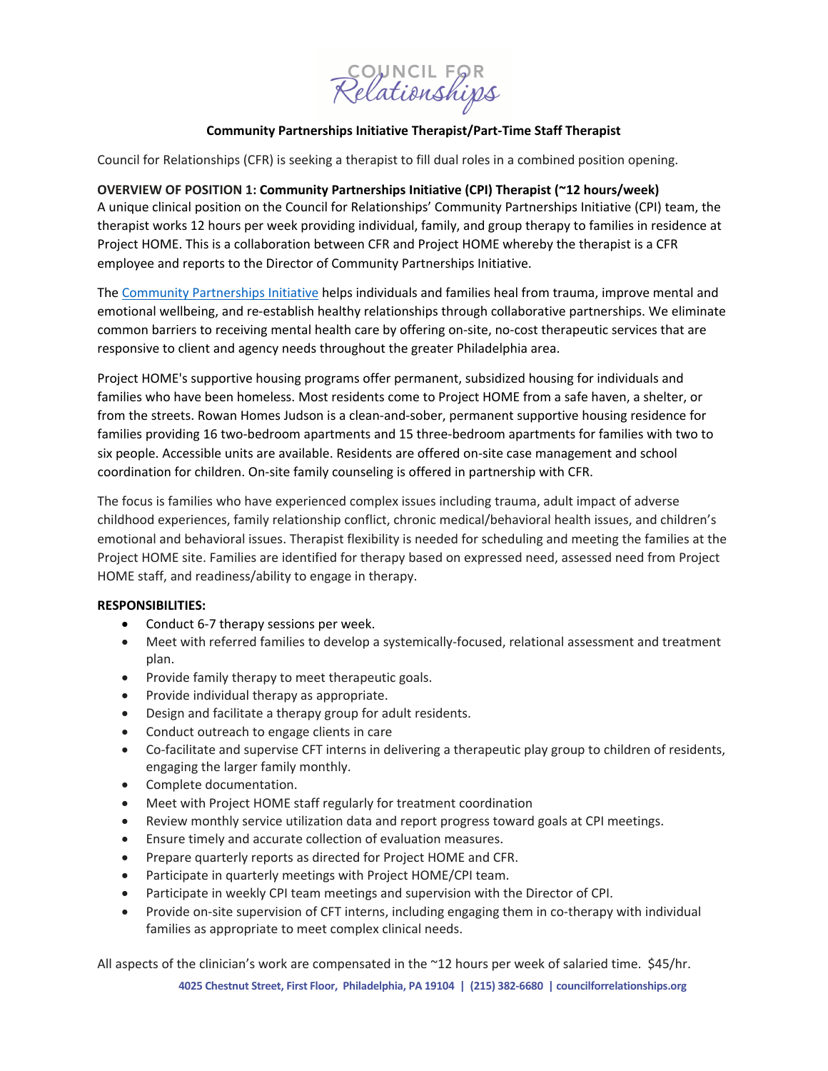**Community Partnerships Initiative Therapist/Part-Time Staff Therapist**

Council for Relationships (CFR) is seeking a therapist to fill dual roles in a combined position opening.

**OVERVIEW OF POSITION 1: Community Partnerships Initiative (CPI) Therapist (~12 hours/week)**

A unique clinical position on the Council for Relationships' Community Partnerships Initiative (CPI) team, the therapist works 12 hours per week providing individual, family, and group therapy to families in residence at Project HOME. This is a collaboration between CFR and Project HOME whereby the therapist is a CFR employee and reports to the Director of Community Partnerships Initiative.

The Community Partnerships Initiative helps individuals and families heal from trauma, improve mental and emotional wellbeing, and re-establish healthy relationships through collaborative partnerships. We eliminate common barriers to receiving mental health care by offering on-site, no-cost therapeutic services that are responsive to client and agency needs throughout the greater Philadelphia area.

Project HOME's supportive housing programs offer permanent, subsidized housing for individuals and families who have been homeless. Most residents come to Project HOME from a safe haven, a shelter, or from the streets. Rowan Homes Judson is a clean-and-sober, permanent supportive housing residence for families providing 16 two-bedroom apartments and 15 three-bedroom apartments for families with two to six people. Accessible units are available. Residents are offered on-site case management and school coordination for children. On-site family counseling is offered in partnership with CFR.

The focus is families who have experienced complex issues including trauma, adult impact of adverse childhood experiences, family relationship conflict, chronic medical/behavioral health issues, and children's emotional and behavioral issues. Therapist flexibility is needed for scheduling and meeting the families at the Project HOME site. Families are identified for therapy based on expressed need, assessed need from Project HOME staff, and readiness/ability to engage in therapy.

**RESPONSIBILITIES:**

- Conduct 6-7 therapy sessions per week.
- Meet with referred families to develop a systemically-focused, relational assessment and treatment plan.
- Provide family therapy to meet therapeutic goals.
- Provide individual therapy as appropriate.
- Design and facilitate a therapy group for adult residents.
- Conduct outreach to engage clients in care
- Co-facilitate and supervise CFT interns in delivering a therapeutic play group to children of residents, engaging the larger family monthly.
- Complete documentation.
- Meet with Project HOME staff regularly for treatment coordination
- Review monthly service utilization data and report progress toward goals at CPI meetings.
- Ensure timely and accurate collection of evaluation measures.
- Prepare quarterly reports as directed for Project HOME and CFR.
- Participate in quarterly meetings with Project HOME/CPI team.
- Participate in weekly CPI team meetings and supervision with the Director of CPI.
- Provide on-site supervision of CFT interns, including engaging them in co-therapy with individual families as appropriate to meet complex clinical needs.

All aspects of the clinician's work are compensated in the ~12 hours per week of salaried time. $45/hr.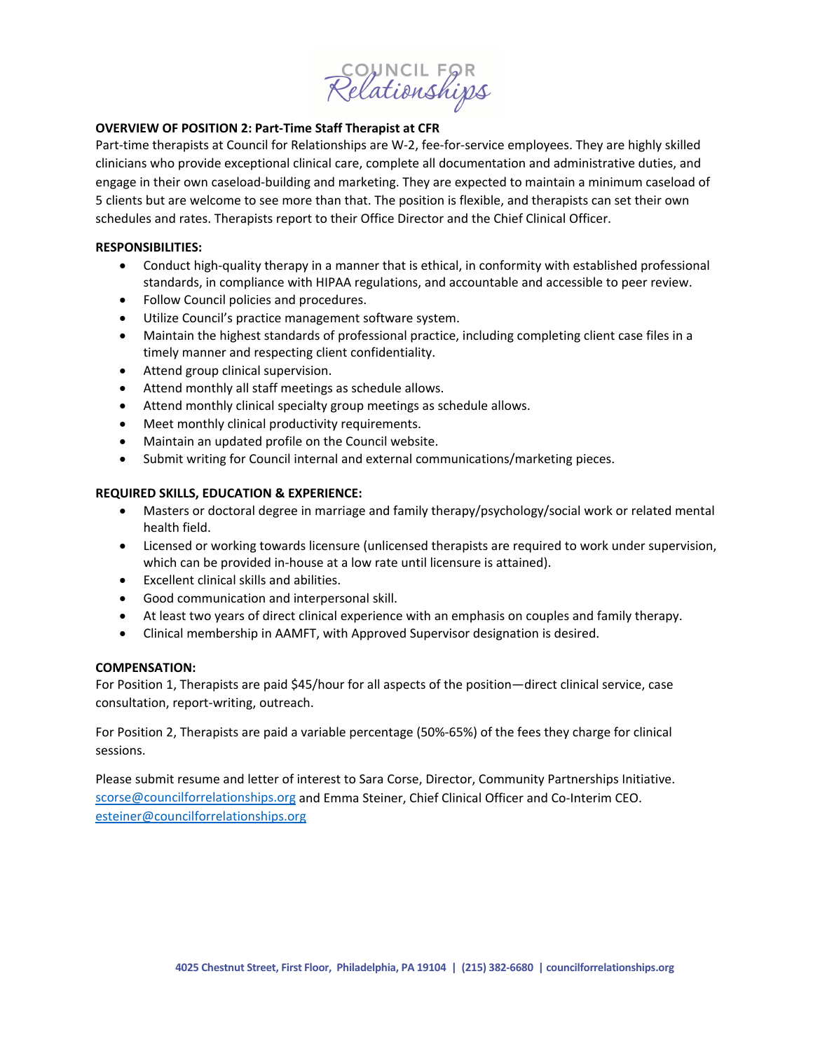**OVERVIEW OF POSITION 2: Part-Time Staff Therapist at CFR**

Part-time therapists at Council for Relationships are W-2, fee-for-service employees. They are highly skilled clinicians who provide exceptional clinical care, complete all documentation and administrative duties, and engage in their own caseload-building and marketing. They are expected to maintain a minimum caseload of 5 clients but are welcome to see more than that. The position is flexible, and therapists can set their own schedules and rates. Therapists report to their Office Director and the Chief Clinical Officer.

**RESPONSIBILITIES:**

- Conduct high-quality therapy in a manner that is ethical, in conformity with established professional standards, in compliance with HIPAA regulations, and accountable and accessible to peer review.
- Follow Council policies and procedures.
- Utilize Council's practice management software system.
- Maintain the highest standards of professional practice, including completing client case files in a timely manner and respecting client confidentiality.
- Attend group clinical supervision.
- Attend monthly all staff meetings as schedule allows.
- Attend monthly clinical specialty group meetings as schedule allows.
- Meet monthly clinical productivity requirements.
- Maintain an updated profile on the Council website.
- Submit writing for Council internal and external communications/marketing pieces.

**REQUIRED SKILLS, EDUCATION & EXPERIENCE:**

- Masters or doctoral degree in marriage and family therapy/psychology/social work or related mental health field.
- Licensed or working towards licensure (unlicensed therapists are required to work under supervision, which can be provided in-house at a low rate until licensure is attained).
- Excellent clinical skills and abilities.
- Good communication and interpersonal skill.
- At least two years of direct clinical experience with an emphasis on couples and family therapy.
- Clinical membership in AAMFT, with Approved Supervisor designation is desired.

**COMPENSATION:**

For Position 1, Therapists are paid $45/hour for all aspects of the position—direct clinical service, case consultation, report-writing, outreach.

For Position 2, Therapists are paid a variable percentage (50%-65%) of the fees they charge for clinical sessions.

Please submit resume and letter of interest to Sara Corse, Director, Community Partnerships Initiative. scorse@councilforrelationships.org and Emma Steiner, Chief Clinical Officer and Co-Interim CEO. esteiner@councilforrelationships.org